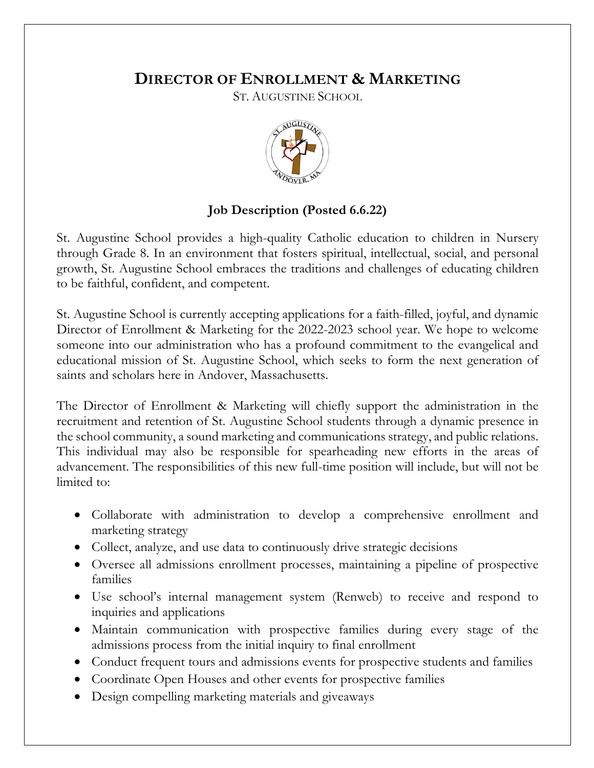# Director of Enrollment & Marketing

St. Augustine School

**Job Description (Posted 6.6.22)**

St. Augustine School provides a high-quality Catholic education to children in Nursery through Grade 8. In an environment that fosters spiritual, intellectual, social, and personal growth, St. Augustine School embraces the traditions and challenges of educating children to be faithful, confident, and competent.

St. Augustine School is currently accepting applications for a faith-filled, joyful, and dynamic Director of Enrollment & Marketing for the 2022-2023 school year. We hope to welcome someone into our administration who has a profound commitment to the evangelical and educational mission of St. Augustine School, which seeks to form the next generation of saints and scholars here in Andover, Massachusetts.

The Director of Enrollment & Marketing will chiefly support the administration in the recruitment and retention of St. Augustine School students through a dynamic presence in the school community, a sound marketing and communications strategy, and public relations. This individual may also be responsible for spearheading new efforts in the areas of advancement. The responsibilities of this new full-time position will include, but will not be limited to:

- Collaborate with administration to develop a comprehensive enrollment and marketing strategy
- Collect, analyze, and use data to continuously drive strategic decisions
- Oversee all admissions enrollment processes, maintaining a pipeline of prospective families
- Use school's internal management system (Renweb) to receive and respond to inquiries and applications
- Maintain communication with prospective families during every stage of the admissions process from the initial inquiry to final enrollment
- Conduct frequent tours and admissions events for prospective students and families
- Coordinate Open Houses and other events for prospective families
- Design compelling marketing materials and giveaways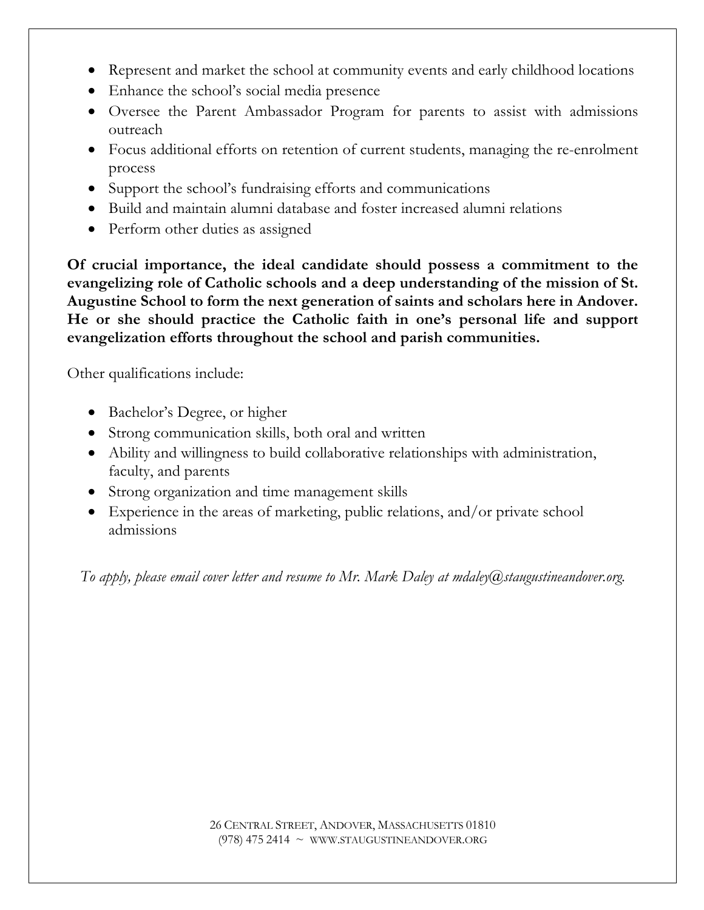- Represent and market the school at community events and early childhood locations
- Enhance the school's social media presence
- Oversee the Parent Ambassador Program for parents to assist with admissions outreach
- Focus additional efforts on retention of current students, managing the re-enrolment process
- Support the school's fundraising efforts and communications
- Build and maintain alumni database and foster increased alumni relations
- Perform other duties as assigned

**Of crucial importance, the ideal candidate should possess a commitment to the evangelizing role of Catholic schools and a deep understanding of the mission of St. Augustine School to form the next generation of saints and scholars here in Andover. He or she should practice the Catholic faith in one's personal life and support evangelization efforts throughout the school and parish communities.**

Other qualifications include:

- Bachelor's Degree, or higher
- Strong communication skills, both oral and written
- Ability and willingness to build collaborative relationships with administration, faculty, and parents
- Strong organization and time management skills
- Experience in the areas of marketing, public relations, and/or private school admissions

*To apply, please email cover letter and resume to Mr. Mark Daley at mdaley@staugustineandover.org.*

26 CENTRAL STREET, ANDOVER, MASSACHUSETTS 01810
(978) 475 2414 ~ WWW.STAUGUSTINEANDOVER.ORG